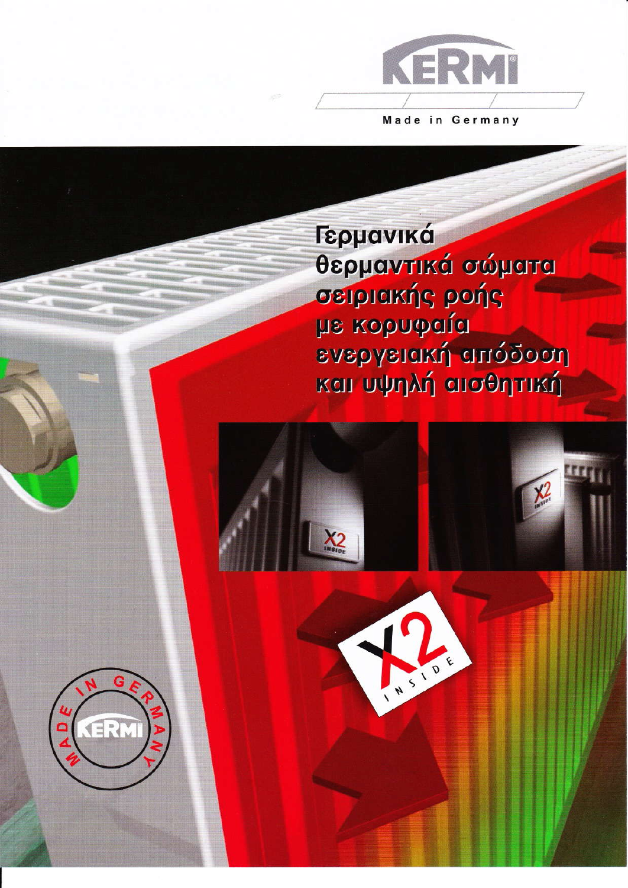KERMI

Made in Germany

# Γερμανικά θερμαντικά σώματα σειριακής ροής με κορυφαία ενεργειακή απόδοση και υψηλή αισθητική

X2 INSIDE

MADE IN GERMANY KERMI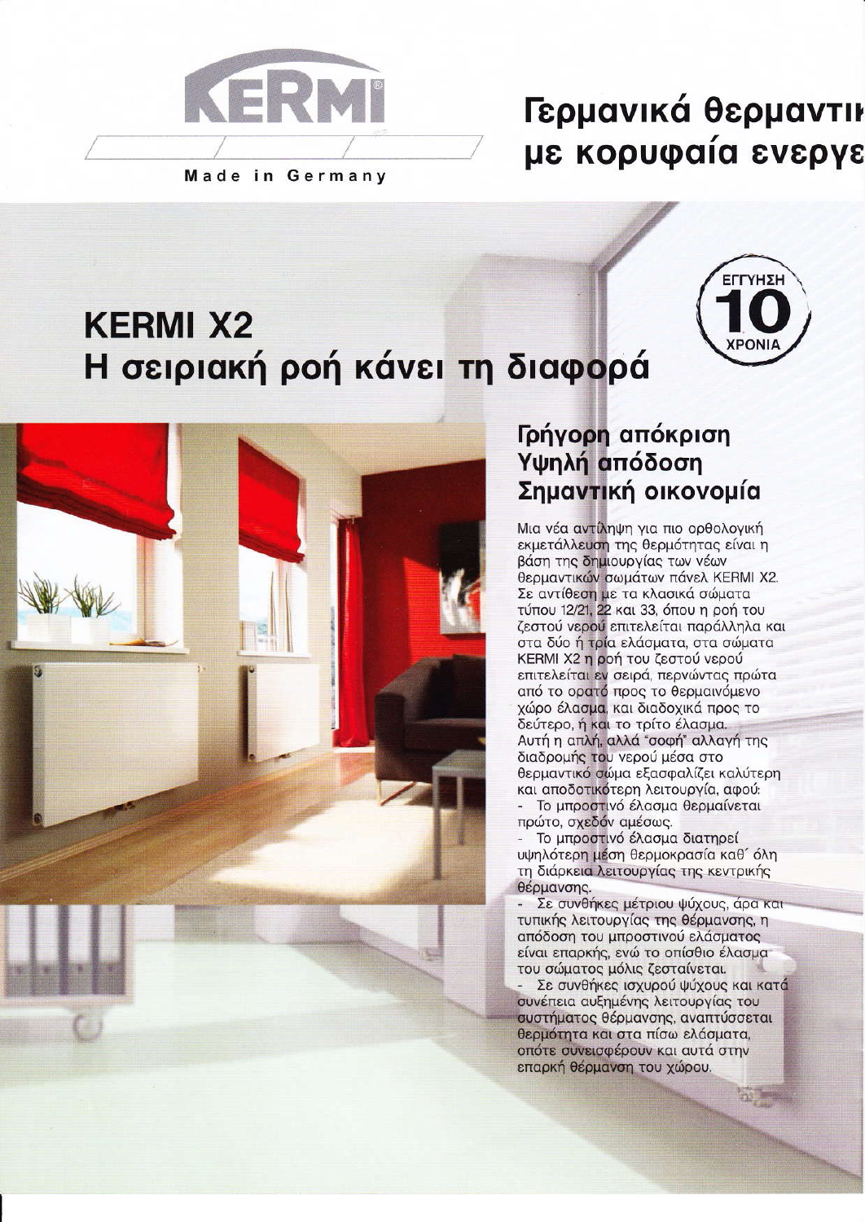KERMI®

Made in Germany

# Γερμανικά θερμαντικ με κορυφαία ενεργε

ΕΓΓΥΗΣΗ 10 ΧΡΟΝΙΑ

# KERMI X2
# Η σειριακή ροή κάνει τη διαφορά

## Γρήγορη απόκριση
## Υψηλή απόδοση
## Σημαντική οικονομία

Μια νέα αντίληψη για πιο ορθολογική εκμετάλλευση της θερμότητας είναι η βάση της δημιουργίας των νέων θερμαντικών σωμάτων πάνελ KERMI X2. Σε αντίθεση με τα κλασικά σώματα τύπου 12/21, 22 και 33, όπου η ροή του ζεστού νερού επιτελείται παράλληλα και στα δύο ή τρία ελάσματα, στα σώματα KERMI X2 η ροή του ζεστού νερού επιτελείται εν σειρά, περνώντας πρώτα από το ορατό προς το θερμαινόμενο χώρο έλασμα, και διαδοχικά προς το δεύτερο, ή και το τρίτο έλασμα.

Αυτή η απλή, αλλά "σοφή" αλλαγή της διαδρομής του νερού μέσα στο θερμαντικό σώμα εξασφαλίζει καλύτερη και αποδοτικότερη λειτουργία, αφού:

- Το μπροστινό έλασμα θερμαίνεται πρώτο, σχεδόν αμέσως.
- Το μπροστινό έλασμα διατηρεί υψηλότερη μέση θερμοκρασία καθ' όλη τη διάρκεια λειτουργίας της κεντρικής θέρμανσης.
- Σε συνθήκες μέτριου ψύχους, άρα και τυπικής λειτουργίας της θέρμανσης, η απόδοση του μπροστινού ελάσματος είναι επαρκής, ενώ το οπίσθιο έλασμα του σώματος μόλις ζεσταίνεται.
- Σε συνθήκες ισχυρού ψύχους και κατά συνέπεια αυξημένης λειτουργίας του συστήματος θέρμανσης, αναπτύσσεται θερμότητα και στα πίσω ελάσματα, οπότε συνεισφέρουν και αυτά στην επαρκή θέρμανση του χώρου.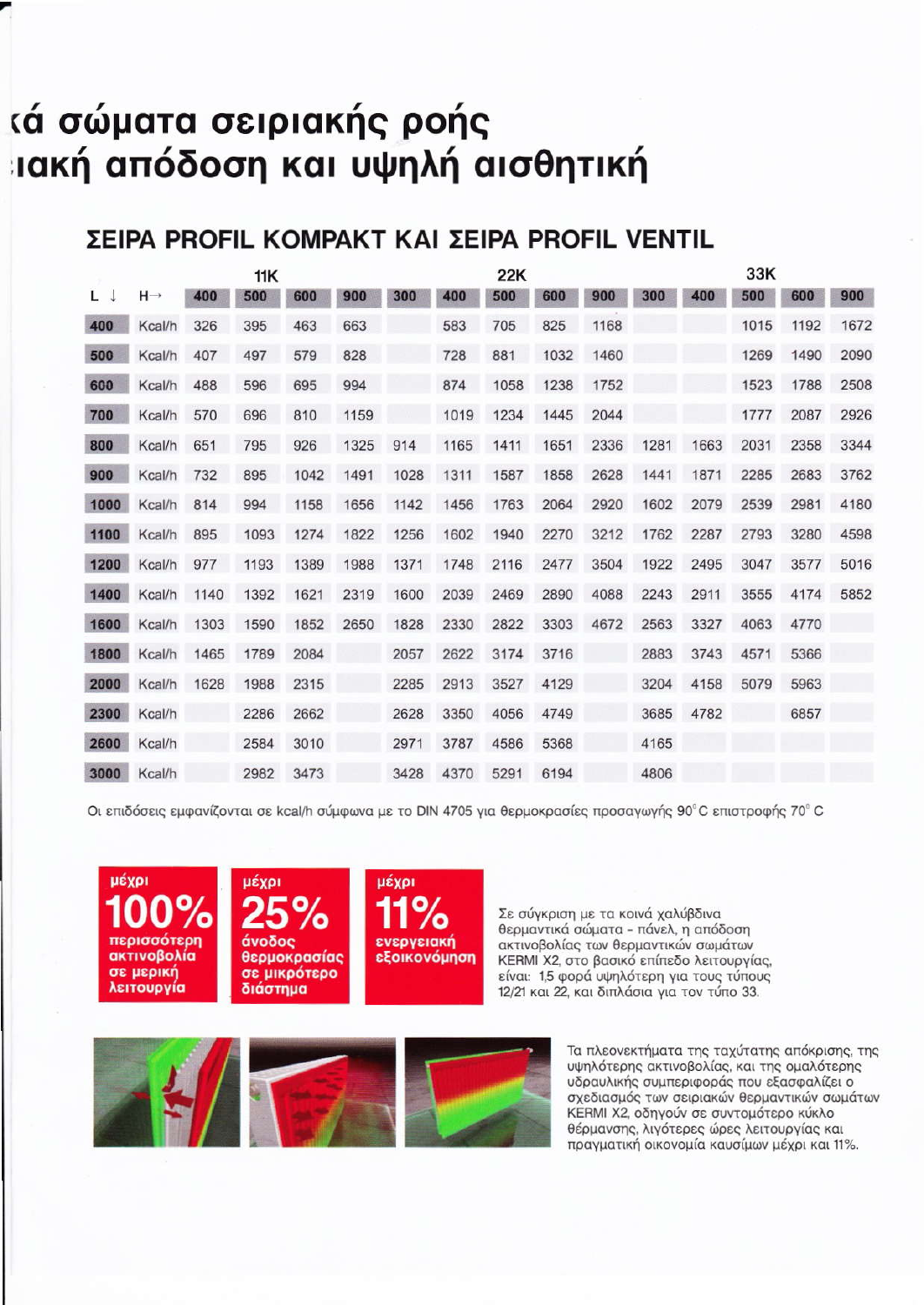# κά σώματα σειριακής ροής
# ιακή απόδοση και υψηλή αισθητική

## ΣΕΙΡΑ PROFIL KOMPAKT ΚΑΙ ΣΕΙΡΑ PROFIL VENTIL

| | | 11K | | | | 22K | | | | | 33K | | | | |
|---|---|---|---|---|---|---|---|---|---|---|---|---|---|---|---|
| L ↓ | H → | 400 | 500 | 600 | 900 | 300 | 400 | 500 | 600 | 900 | 300 | 400 | 500 | 600 | 900 |
| 400 | Kcal/h | 326 | 395 | 463 | 663 | | 583 | 705 | 825 | 1168 | | | 1015 | 1192 | 1672 |
| 500 | Kcal/h | 407 | 497 | 579 | 828 | | 728 | 881 | 1032 | 1460 | | | 1269 | 1490 | 2090 |
| 600 | Kcal/h | 488 | 596 | 695 | 994 | | 874 | 1058 | 1238 | 1752 | | | 1523 | 1788 | 2508 |
| 700 | Kcal/h | 570 | 696 | 810 | 1159 | | 1019 | 1234 | 1445 | 2044 | | | 1777 | 2087 | 2926 |
| 800 | Kcal/h | 651 | 795 | 926 | 1325 | 914 | 1165 | 1411 | 1651 | 2336 | 1281 | 1663 | 2031 | 2358 | 3344 |
| 900 | Kcal/h | 732 | 895 | 1042 | 1491 | 1028 | 1311 | 1587 | 1858 | 2628 | 1441 | 1871 | 2285 | 2683 | 3762 |
| 1000 | Kcal/h | 814 | 994 | 1158 | 1656 | 1142 | 1456 | 1763 | 2064 | 2920 | 1602 | 2079 | 2539 | 2981 | 4180 |
| 1100 | Kcal/h | 895 | 1093 | 1274 | 1822 | 1256 | 1602 | 1940 | 2270 | 3212 | 1762 | 2287 | 2793 | 3280 | 4598 |
| 1200 | Kcal/h | 977 | 1193 | 1389 | 1988 | 1371 | 1748 | 2116 | 2477 | 3504 | 1922 | 2495 | 3047 | 3577 | 5016 |
| 1400 | Kcal/h | 1140 | 1392 | 1621 | 2319 | 1600 | 2039 | 2469 | 2890 | 4088 | 2243 | 2911 | 3555 | 4174 | 5852 |
| 1600 | Kcal/h | 1303 | 1590 | 1852 | 2650 | 1828 | 2330 | 2822 | 3303 | 4672 | 2563 | 3327 | 4063 | 4770 | |
| 1800 | Kcal/h | 1465 | 1789 | 2084 | | 2057 | 2622 | 3174 | 3716 | | 2883 | 3743 | 4571 | 5366 | |
| 2000 | Kcal/h | 1628 | 1988 | 2315 | | 2285 | 2913 | 3527 | 4129 | | 3204 | 4158 | 5079 | 5963 | |
| 2300 | Kcal/h | | 2286 | 2662 | | 2628 | 3350 | 4056 | 4749 | | 3685 | 4782 | | 6857 | |
| 2600 | Kcal/h | | 2584 | 3010 | | 2971 | 3787 | 4586 | 5368 | | 4165 | | | | |
| 3000 | Kcal/h | | 2982 | 3473 | | 3428 | 4370 | 5291 | 6194 | | 4806 | | | | |

Οι επιδόσεις εμφανίζονται σε kcal/h σύμφωνα με το DIN 4705 για θερμοκρασίες προσαγωγής 90° C επιστροφής 70° C

**μέχρι 100%** περισσότερη ακτινοβολία σε μερική λειτουργία

**μέχρι 25%** άνοδος θερμοκρασίας σε μικρότερο διάστημα

**μέχρι 11%** ενεργειακή εξοικονόμηση

Σε σύγκριση με τα κοινά χαλύβδινα θερμαντικά σώματα - πάνελ, η απόδοση ακτινοβολίας των θερμαντικών σωμάτων KERMI X2, στο βασικό επίπεδο λειτουργίας, είναι: 1,5 φορά υψηλότερη για τους τύπους 12/21 και 22, και διπλάσια για τον τύπο 33.

Τα πλεονεκτήματα της ταχύτατης απόκρισης, της υψηλότερης ακτινοβολίας, και της ομαλότερης υδραυλικής συμπεριφοράς που εξασφαλίζει ο σχεδιασμός των σειριακών θερμαντικών σωμάτων KERMI X2, οδηγούν σε συντομότερο κύκλο θέρμανσης, λιγότερες ώρες λειτουργίας και πραγματική οικονομία καυσίμων μέχρι και 11%.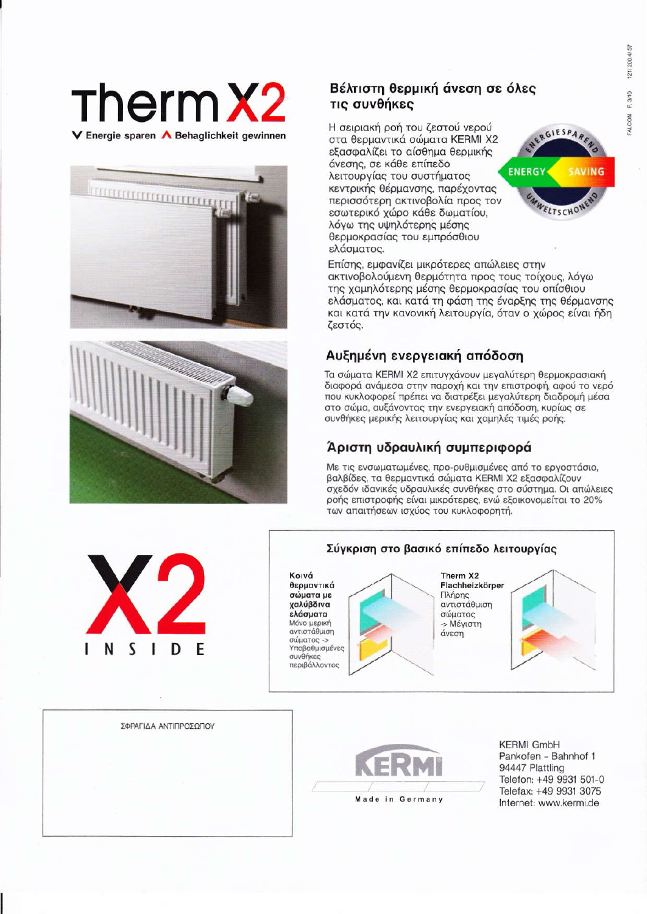# Therm X2

**∨ Energie sparen ∧ Behaglichkeit gewinnen**

## Βέλτιστη θερμική άνεση σε όλες τις συνθήκες

Η σειριακή ροή του ζεστού νερού στα θερμαντικά σώματα KERMI X2 εξασφαλίζει το αίσθημα θερμικής άνεσης, σε κάθε επίπεδο λειτουργίας του συστήματος κεντρικής θέρμανσης, παρέχοντας περισσότερη ακτινοβολία προς τον εσωτερικό χώρο κάθε δωματίου, λόγω της υψηλότερης μέσης θερμοκρασίας του εμπρόσθιου ελάσματος.

ENERGIESPAREND · ENERGY SAVING · UMWELTSCHONEND

Επίσης, εμφανίζει μικρότερες απώλειες στην ακτινοβολούμενη θερμότητα προς τους τοίχους, λόγω της χαμηλότερης μέσης θερμοκρασίας του οπίσθιου ελάσματος, και κατά τη φάση της έναρξης της θέρμανσης και κατά την κανονική λειτουργία, όταν ο χώρος είναι ήδη ζεστός.

## Αυξημένη ενεργειακή απόδοση

Τα σώματα KERMI X2 επιτυγχάνουν μεγαλύτερη θερμοκρασιακή διαφορά ανάμεσα στην παροχή και την επιστροφή, αφού το νερό που κυκλοφορεί πρέπει να διατρέξει μεγαλύτερη διαδρομή μέσα στο σώμα, αυξάνοντας την ενεργειακή απόδοση, κυρίως σε συνθήκες μερικής λειτουργίας και χαμηλές τιμές ροής.

## Άριστη υδραυλική συμπεριφορά

Με τις ενσωματωμένες, προ-ρυθμισμένες από το εργοστάσιο, βαλβίδες, τα θερμαντικά σώματα KERMI X2 εξασφαλίζουν σχεδόν ιδανικές υδραυλικές συνθήκες στο σύστημα. Οι απώλειες ροής επιστροφής είναι μικρότερες, ενώ εξοικονομείται το 20% των απαιτήσεων ισχύος του κυκλοφορητή.

### Σύγκριση στο βασικό επίπεδο λειτουργίας

**Κοινά θερμαντικά σώματα με χαλύβδινα ελάσματα**
Μόνο μερική αντιστάθμιση σώματος -> Υποβαθμισμένες συνθήκες περιβάλλοντος

**Therm X2 Flachheizkörper**
Πλήρης αντιστάθμιση σώματος -> Μέγιστη άνεση

X2 INSIDE

ΣΦΡΑΓΙΔΑ ΑΝΤΙΠΡΟΣΩΠΟΥ

KERMI
Made in Germany

KERMI GmbH
Pankofen - Bahnhof 1
94447 Plattling
Telefon: +49 9931 501-0
Telefax: +49 9931 3075
Internet: www.kermi.de